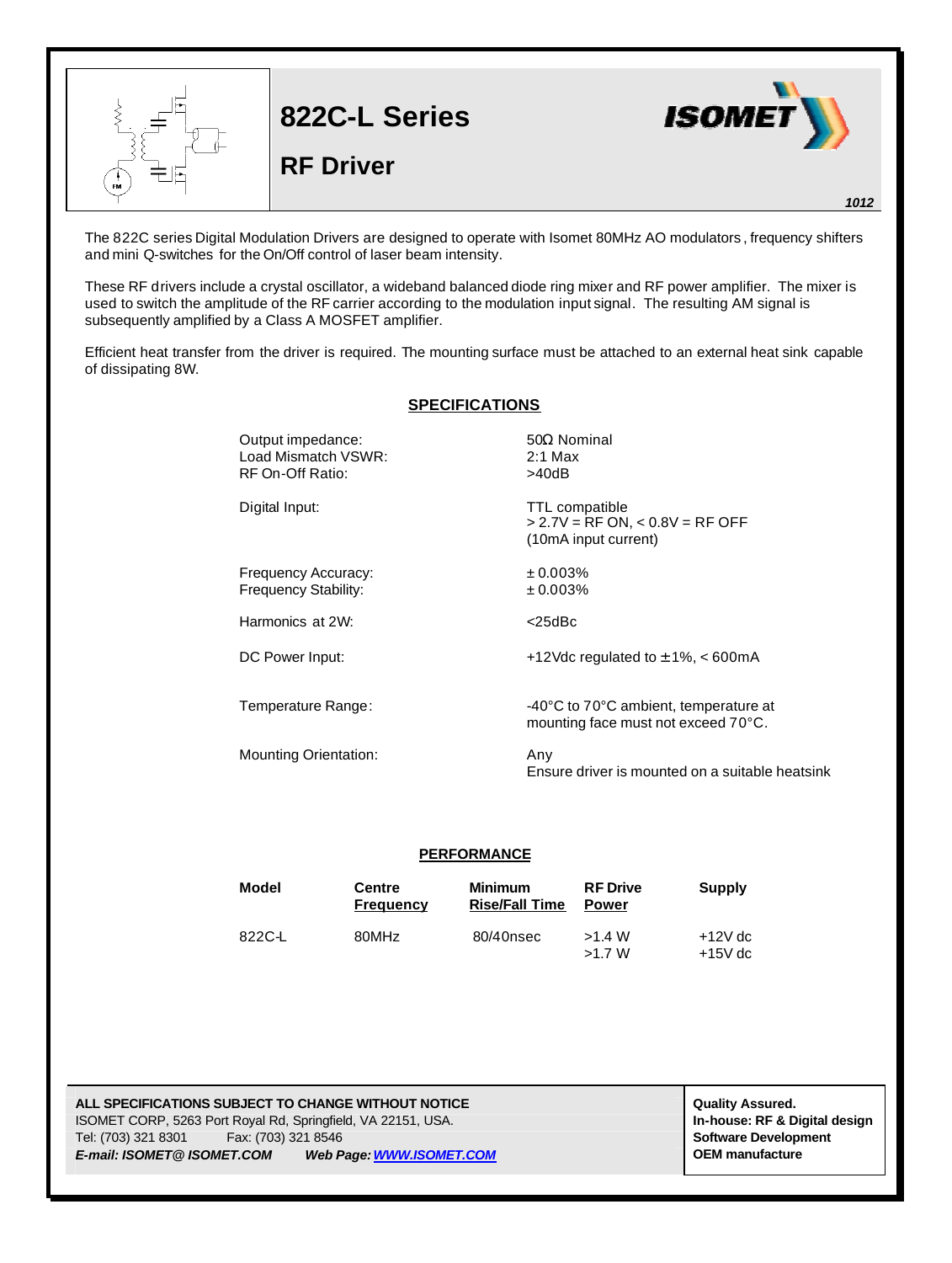# 822C-L Series

## RF Driver

1012

The 822C series Digital Modulation Drivers are designed to operate with Isomet 80MHz AO modulators, frequency shifters and mini Q-switches for the On/Off control of laser beam intensity.

These RF drivers include a crystal oscillator, a wideband balanced diode ring mixer and RF power amplifier. The mixer is used to switch the amplitude of the RF carrier according to the modulation input signal. The resulting AM signal is subsequently amplified by a Class A MOSFET amplifier.

Efficient heat transfer from the driver is required. The mounting surface must be attached to an external heat sink capable of dissipating 8W.

## SPECIFICATIONS

| | |
|---|---|
| Output impedance: | 50Ω Nominal |
| Load Mismatch VSWR: | 2:1 Max |
| RF On-Off Ratio: | >40dB |
| Digital Input: | TTL compatible<br>> 2.7V = RF ON, < 0.8V = RF OFF<br>(10mA input current) |
| Frequency Accuracy: | ± 0.003% |
| Frequency Stability: | ± 0.003% |
| Harmonics at 2W: | <25dBc |
| DC Power Input: | +12Vdc regulated to ± 1%, < 600mA |
| Temperature Range: | -40°C to 70°C ambient, temperature at mounting face must not exceed 70°C. |
| Mounting Orientation: | Any<br>Ensure driver is mounted on a suitable heatsink |

## PERFORMANCE

| Model | Centre Frequency | Minimum Rise/Fall Time | RF Drive Power | Supply |
|---|---|---|---|---|
| 822C-L | 80MHz | 80/40nsec | >1.4 W<br>>1.7 W | +12V dc<br>+15V dc |

**ALL SPECIFICATIONS SUBJECT TO CHANGE WITHOUT NOTICE**
ISOMET CORP, 5263 Port Royal Rd, Springfield, VA 22151, USA.
Tel: (703) 321 8301 Fax: (703) 321 8546
***E-mail: ISOMET@ ISOMET.COM*** ***Web Page: WWW.ISOMET.COM***

**Quality Assured.**
**In-house: RF & Digital design**
**Software Development**
**OEM manufacture**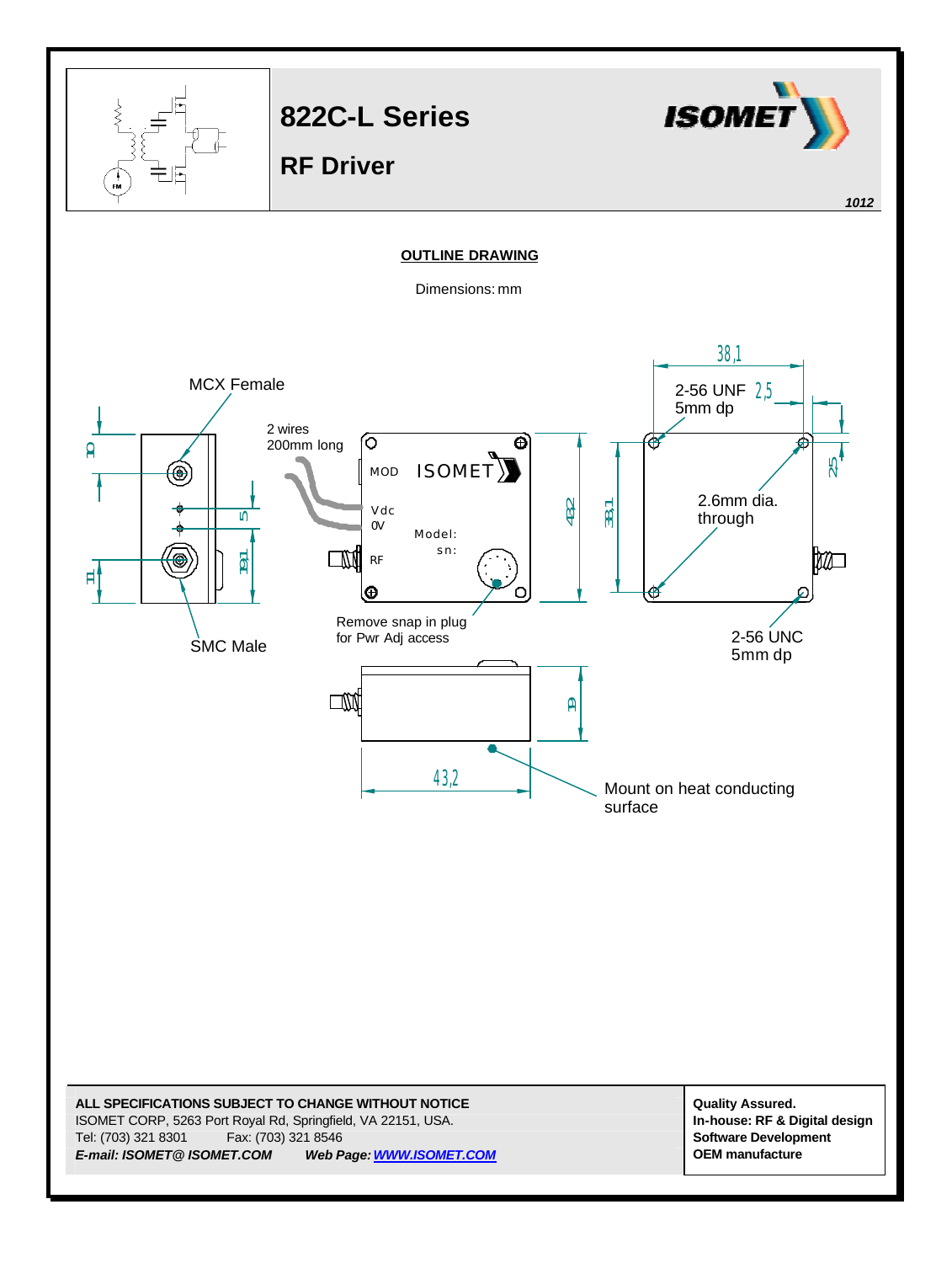# 822C-L Series

## RF Driver

1012

**OUTLINE DRAWING**

Dimensions: mm

MCX Female

2 wires
200mm long

MOD

ISOMET

Vdc

0V

Model:

sn:

RF

SMC Male

Remove snap in plug
for Pwr Adj access

38,1

2-56 UNF
5mm dp

2,5

2.6mm dia.
through

2-56 UNC
5mm dp

Mount on heat conducting surface

43,2

10

5

11

19,1

43,2

38,1

2,5

19

**ALL SPECIFICATIONS SUBJECT TO CHANGE WITHOUT NOTICE**
ISOMET CORP, 5263 Port Royal Rd, Springfield, VA 22151, USA.
Tel: (703) 321 8301 Fax: (703) 321 8546
***E-mail: ISOMET@ ISOMET.COM Web Page: WWW.ISOMET.COM***

**Quality Assured.**
**In-house: RF & Digital design**
**Software Development**
**OEM manufacture**